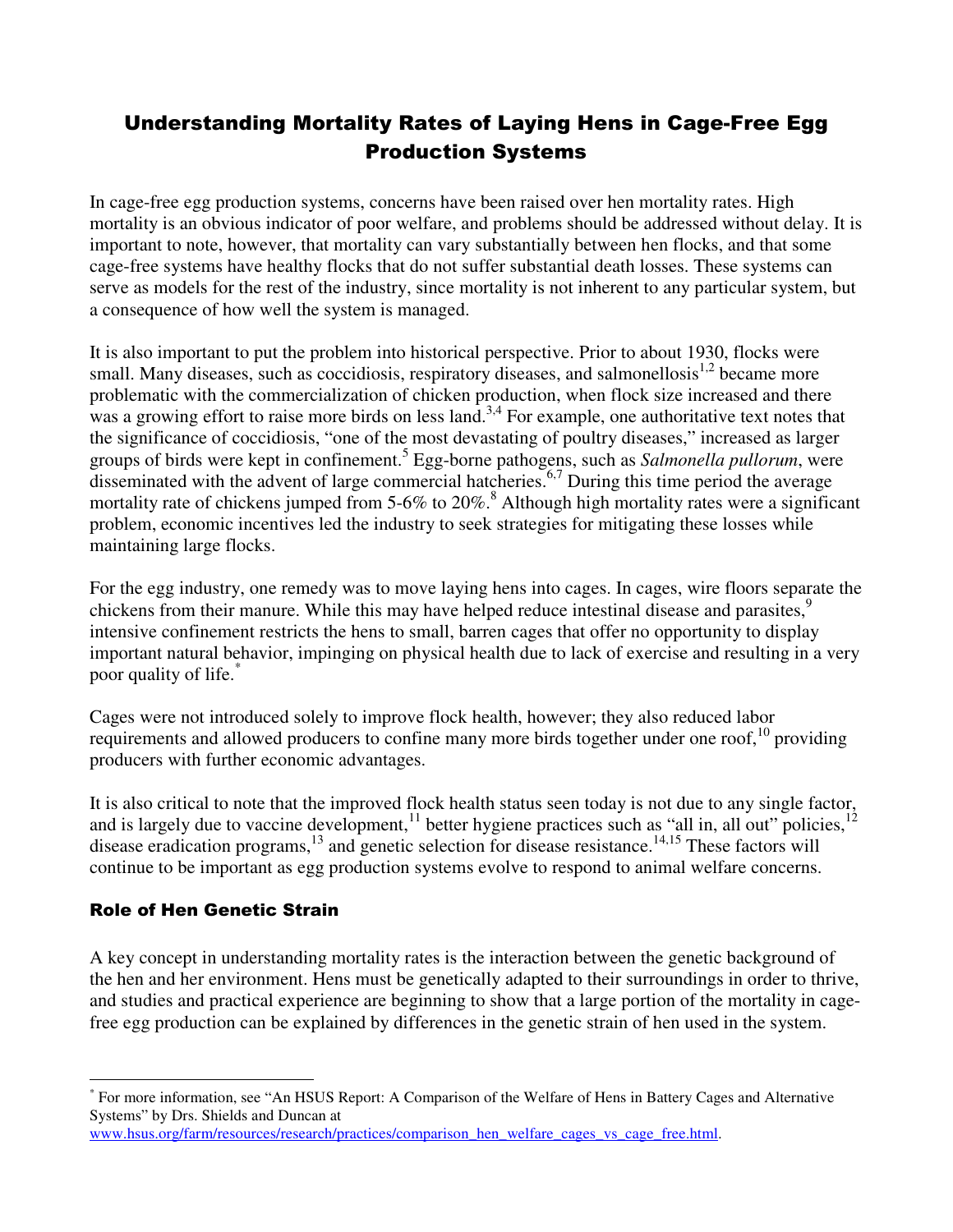# Understanding Mortality Rates of Laying Hens in Cage-Free Egg Production Systems

In cage-free egg production systems, concerns have been raised over hen mortality rates. High mortality is an obvious indicator of poor welfare, and problems should be addressed without delay. It is important to note, however, that mortality can vary substantially between hen flocks, and that some cage-free systems have healthy flocks that do not suffer substantial death losses. These systems can serve as models for the rest of the industry, since mortality is not inherent to any particular system, but a consequence of how well the system is managed.

It is also important to put the problem into historical perspective. Prior to about 1930, flocks were small. Many diseases, such as coccidiosis, respiratory diseases, and salmonellosis[1,2] became more problematic with the commercialization of chicken production, when flock size increased and there was a growing effort to raise more birds on less land.[3,4] For example, one authoritative text notes that the significance of coccidiosis, "one of the most devastating of poultry diseases," increased as larger groups of birds were kept in confinement.[5] Egg-borne pathogens, such as *Salmonella pullorum*, were disseminated with the advent of large commercial hatcheries.[6,7] During this time period the average mortality rate of chickens jumped from 5-6% to 20%.[8] Although high mortality rates were a significant problem, economic incentives led the industry to seek strategies for mitigating these losses while maintaining large flocks.

For the egg industry, one remedy was to move laying hens into cages. In cages, wire floors separate the chickens from their manure. While this may have helped reduce intestinal disease and parasites,[9] intensive confinement restricts the hens to small, barren cages that offer no opportunity to display important natural behavior, impinging on physical health due to lack of exercise and resulting in a very poor quality of life.[*]

Cages were not introduced solely to improve flock health, however; they also reduced labor requirements and allowed producers to confine many more birds together under one roof,[10] providing producers with further economic advantages.

It is also critical to note that the improved flock health status seen today is not due to any single factor, and is largely due to vaccine development,[11] better hygiene practices such as "all in, all out" policies,[12] disease eradication programs,[13] and genetic selection for disease resistance.[14,15] These factors will continue to be important as egg production systems evolve to respond to animal welfare concerns.

## Role of Hen Genetic Strain

A key concept in understanding mortality rates is the interaction between the genetic background of the hen and her environment. Hens must be genetically adapted to their surroundings in order to thrive, and studies and practical experience are beginning to show that a large portion of the mortality in cage-free egg production can be explained by differences in the genetic strain of hen used in the system.

---

[*] For more information, see "An HSUS Report: A Comparison of the Welfare of Hens in Battery Cages and Alternative Systems" by Drs. Shields and Duncan at www.hsus.org/farm/resources/research/practices/comparison_hen_welfare_cages_vs_cage_free.html.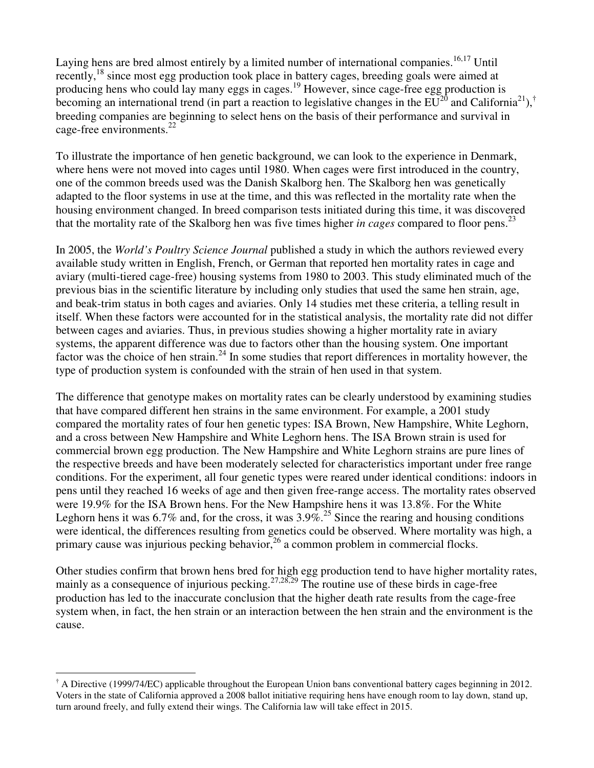Laying hens are bred almost entirely by a limited number of international companies.[16,17] Until recently,[18] since most egg production took place in battery cages, breeding goals were aimed at producing hens who could lay many eggs in cages.[19] However, since cage-free egg production is becoming an international trend (in part a reaction to legislative changes in the EU[20] and California[21]),[†] breeding companies are beginning to select hens on the basis of their performance and survival in cage-free environments.[22]

To illustrate the importance of hen genetic background, we can look to the experience in Denmark, where hens were not moved into cages until 1980. When cages were first introduced in the country, one of the common breeds used was the Danish Skalborg hen. The Skalborg hen was genetically adapted to the floor systems in use at the time, and this was reflected in the mortality rate when the housing environment changed. In breed comparison tests initiated during this time, it was discovered that the mortality rate of the Skalborg hen was five times higher *in cages* compared to floor pens.[23]

In 2005, the *World's Poultry Science Journal* published a study in which the authors reviewed every available study written in English, French, or German that reported hen mortality rates in cage and aviary (multi-tiered cage-free) housing systems from 1980 to 2003. This study eliminated much of the previous bias in the scientific literature by including only studies that used the same hen strain, age, and beak-trim status in both cages and aviaries. Only 14 studies met these criteria, a telling result in itself. When these factors were accounted for in the statistical analysis, the mortality rate did not differ between cages and aviaries. Thus, in previous studies showing a higher mortality rate in aviary systems, the apparent difference was due to factors other than the housing system. One important factor was the choice of hen strain.[24] In some studies that report differences in mortality however, the type of production system is confounded with the strain of hen used in that system.

The difference that genotype makes on mortality rates can be clearly understood by examining studies that have compared different hen strains in the same environment. For example, a 2001 study compared the mortality rates of four hen genetic types: ISA Brown, New Hampshire, White Leghorn, and a cross between New Hampshire and White Leghorn hens. The ISA Brown strain is used for commercial brown egg production. The New Hampshire and White Leghorn strains are pure lines of the respective breeds and have been moderately selected for characteristics important under free range conditions. For the experiment, all four genetic types were reared under identical conditions: indoors in pens until they reached 16 weeks of age and then given free-range access. The mortality rates observed were 19.9% for the ISA Brown hens. For the New Hampshire hens it was 13.8%. For the White Leghorn hens it was 6.7% and, for the cross, it was 3.9%.[25] Since the rearing and housing conditions were identical, the differences resulting from genetics could be observed. Where mortality was high, a primary cause was injurious pecking behavior,[26] a common problem in commercial flocks.

Other studies confirm that brown hens bred for high egg production tend to have higher mortality rates, mainly as a consequence of injurious pecking.[27,28,29] The routine use of these birds in cage-free production has led to the inaccurate conclusion that the higher death rate results from the cage-free system when, in fact, the hen strain or an interaction between the hen strain and the environment is the cause.

---

[†] A Directive (1999/74/EC) applicable throughout the European Union bans conventional battery cages beginning in 2012. Voters in the state of California approved a 2008 ballot initiative requiring hens have enough room to lay down, stand up, turn around freely, and fully extend their wings. The California law will take effect in 2015.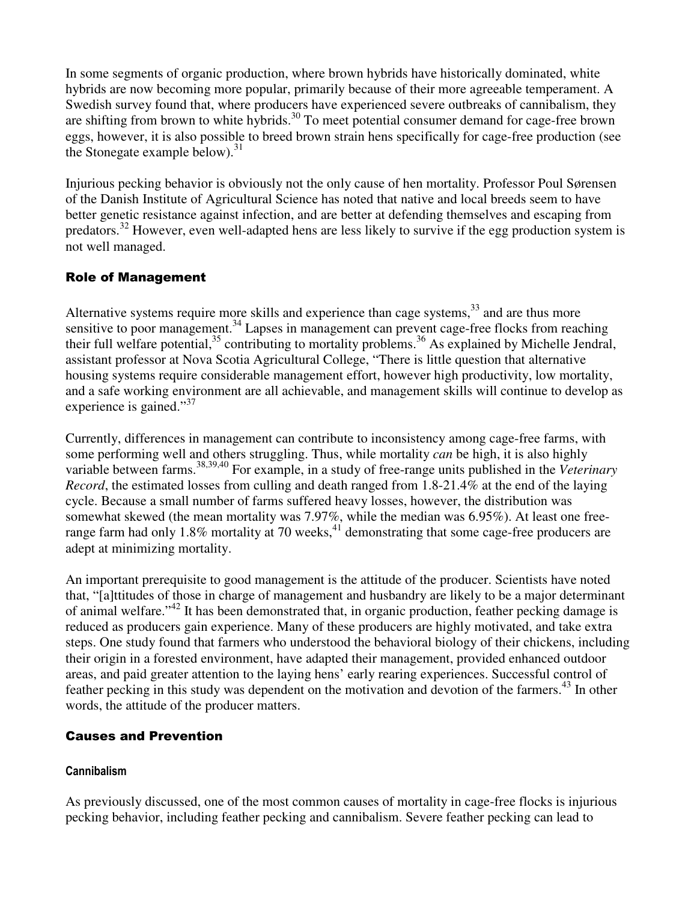In some segments of organic production, where brown hybrids have historically dominated, white hybrids are now becoming more popular, primarily because of their more agreeable temperament. A Swedish survey found that, where producers have experienced severe outbreaks of cannibalism, they are shifting from brown to white hybrids.[30] To meet potential consumer demand for cage-free brown eggs, however, it is also possible to breed brown strain hens specifically for cage-free production (see the Stonegate example below).[31]

Injurious pecking behavior is obviously not the only cause of hen mortality. Professor Poul Sørensen of the Danish Institute of Agricultural Science has noted that native and local breeds seem to have better genetic resistance against infection, and are better at defending themselves and escaping from predators.[32] However, even well-adapted hens are less likely to survive if the egg production system is not well managed.

## Role of Management

Alternative systems require more skills and experience than cage systems,[33] and are thus more sensitive to poor management.[34] Lapses in management can prevent cage-free flocks from reaching their full welfare potential,[35] contributing to mortality problems.[36] As explained by Michelle Jendral, assistant professor at Nova Scotia Agricultural College, "There is little question that alternative housing systems require considerable management effort, however high productivity, low mortality, and a safe working environment are all achievable, and management skills will continue to develop as experience is gained."[37]

Currently, differences in management can contribute to inconsistency among cage-free farms, with some performing well and others struggling. Thus, while mortality *can* be high, it is also highly variable between farms.[38,39,40] For example, in a study of free-range units published in the *Veterinary Record*, the estimated losses from culling and death ranged from 1.8-21.4% at the end of the laying cycle. Because a small number of farms suffered heavy losses, however, the distribution was somewhat skewed (the mean mortality was 7.97%, while the median was 6.95%). At least one free-range farm had only 1.8% mortality at 70 weeks,[41] demonstrating that some cage-free producers are adept at minimizing mortality.

An important prerequisite to good management is the attitude of the producer. Scientists have noted that, "[a]ttitudes of those in charge of management and husbandry are likely to be a major determinant of animal welfare."[42] It has been demonstrated that, in organic production, feather pecking damage is reduced as producers gain experience. Many of these producers are highly motivated, and take extra steps. One study found that farmers who understood the behavioral biology of their chickens, including their origin in a forested environment, have adapted their management, provided enhanced outdoor areas, and paid greater attention to the laying hens' early rearing experiences. Successful control of feather pecking in this study was dependent on the motivation and devotion of the farmers.[43] In other words, the attitude of the producer matters.

## Causes and Prevention

### Cannibalism

As previously discussed, one of the most common causes of mortality in cage-free flocks is injurious pecking behavior, including feather pecking and cannibalism. Severe feather pecking can lead to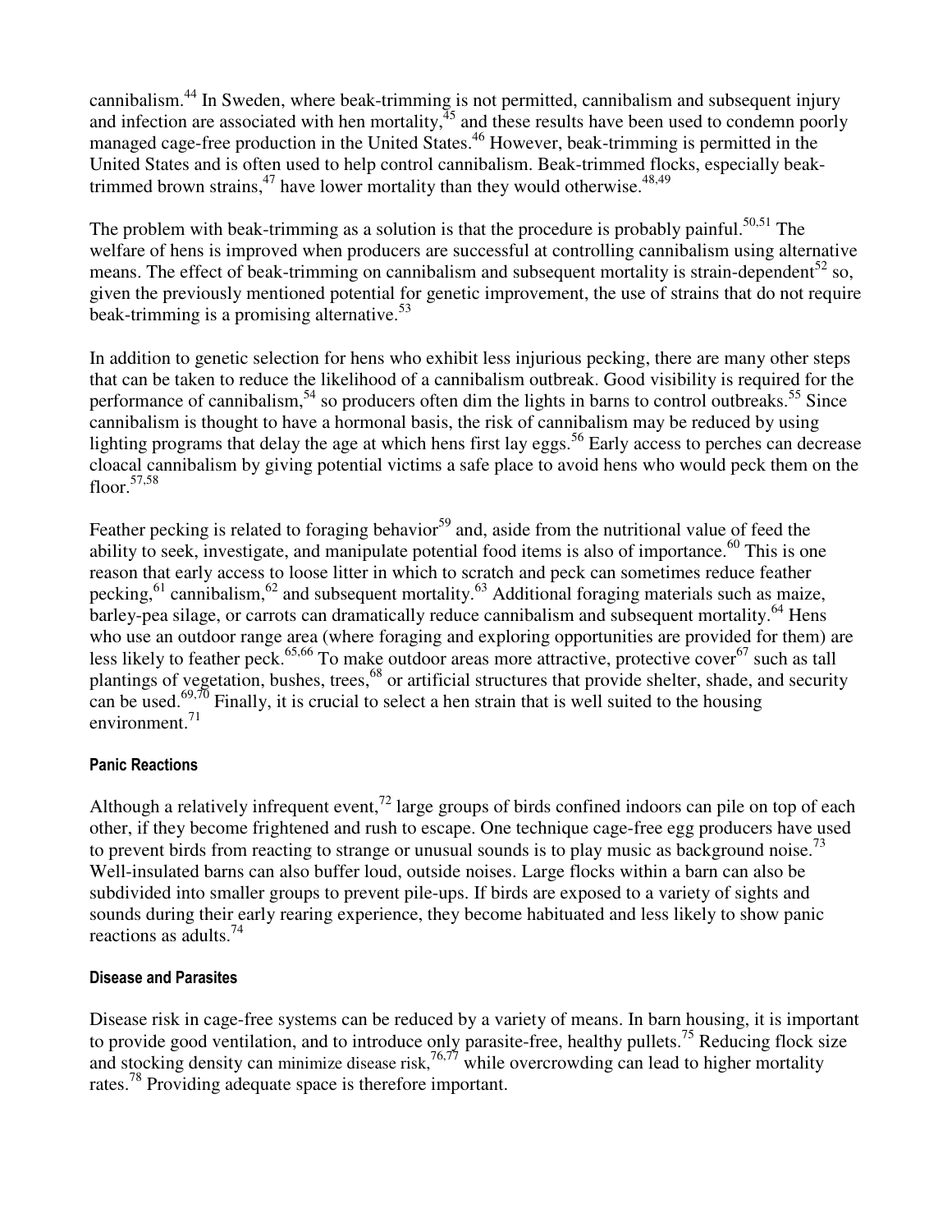cannibalism.[44] In Sweden, where beak-trimming is not permitted, cannibalism and subsequent injury and infection are associated with hen mortality,[45] and these results have been used to condemn poorly managed cage-free production in the United States.[46] However, beak-trimming is permitted in the United States and is often used to help control cannibalism. Beak-trimmed flocks, especially beak-trimmed brown strains,[47] have lower mortality than they would otherwise.[48,49]

The problem with beak-trimming as a solution is that the procedure is probably painful.[50,51] The welfare of hens is improved when producers are successful at controlling cannibalism using alternative means. The effect of beak-trimming on cannibalism and subsequent mortality is strain-dependent[52] so, given the previously mentioned potential for genetic improvement, the use of strains that do not require beak-trimming is a promising alternative.[53]

In addition to genetic selection for hens who exhibit less injurious pecking, there are many other steps that can be taken to reduce the likelihood of a cannibalism outbreak. Good visibility is required for the performance of cannibalism,[54] so producers often dim the lights in barns to control outbreaks.[55] Since cannibalism is thought to have a hormonal basis, the risk of cannibalism may be reduced by using lighting programs that delay the age at which hens first lay eggs.[56] Early access to perches can decrease cloacal cannibalism by giving potential victims a safe place to avoid hens who would peck them on the floor.[57,58]

Feather pecking is related to foraging behavior[59] and, aside from the nutritional value of feed the ability to seek, investigate, and manipulate potential food items is also of importance.[60] This is one reason that early access to loose litter in which to scratch and peck can sometimes reduce feather pecking,[61] cannibalism,[62] and subsequent mortality.[63] Additional foraging materials such as maize, barley-pea silage, or carrots can dramatically reduce cannibalism and subsequent mortality.[64] Hens who use an outdoor range area (where foraging and exploring opportunities are provided for them) are less likely to feather peck.[65,66] To make outdoor areas more attractive, protective cover[67] such as tall plantings of vegetation, bushes, trees,[68] or artificial structures that provide shelter, shade, and security can be used.[69,70] Finally, it is crucial to select a hen strain that is well suited to the housing environment.[71]

#### Panic Reactions

Although a relatively infrequent event,[72] large groups of birds confined indoors can pile on top of each other, if they become frightened and rush to escape. One technique cage-free egg producers have used to prevent birds from reacting to strange or unusual sounds is to play music as background noise.[73] Well-insulated barns can also buffer loud, outside noises. Large flocks within a barn can also be subdivided into smaller groups to prevent pile-ups. If birds are exposed to a variety of sights and sounds during their early rearing experience, they become habituated and less likely to show panic reactions as adults.[74]

#### Disease and Parasites

Disease risk in cage-free systems can be reduced by a variety of means. In barn housing, it is important to provide good ventilation, and to introduce only parasite-free, healthy pullets.[75] Reducing flock size and stocking density can minimize disease risk,[76,77] while overcrowding can lead to higher mortality rates.[78] Providing adequate space is therefore important.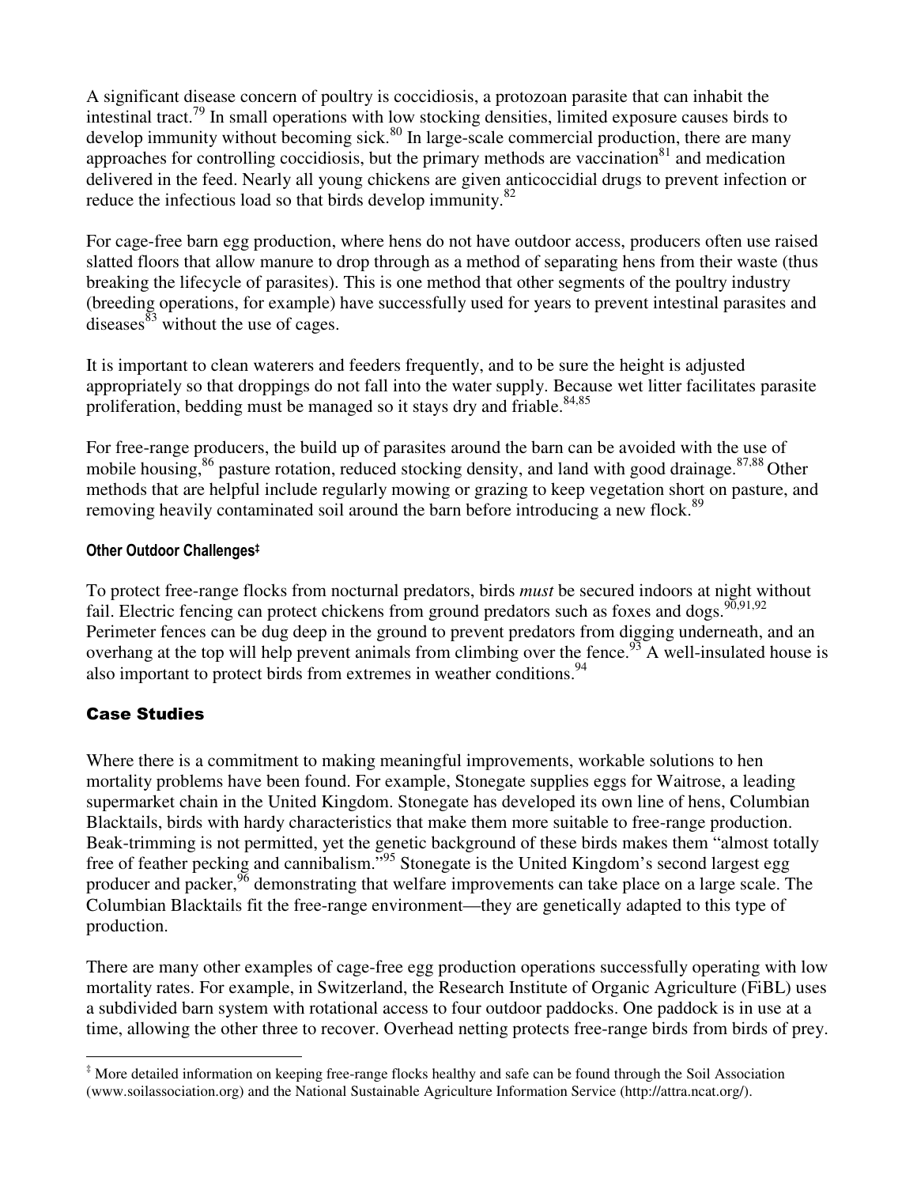A significant disease concern of poultry is coccidiosis, a protozoan parasite that can inhabit the intestinal tract.[79] In small operations with low stocking densities, limited exposure causes birds to develop immunity without becoming sick.[80] In large-scale commercial production, there are many approaches for controlling coccidiosis, but the primary methods are vaccination[81] and medication delivered in the feed. Nearly all young chickens are given anticoccidial drugs to prevent infection or reduce the infectious load so that birds develop immunity.[82]

For cage-free barn egg production, where hens do not have outdoor access, producers often use raised slatted floors that allow manure to drop through as a method of separating hens from their waste (thus breaking the lifecycle of parasites). This is one method that other segments of the poultry industry (breeding operations, for example) have successfully used for years to prevent intestinal parasites and diseases[83] without the use of cages.

It is important to clean waterers and feeders frequently, and to be sure the height is adjusted appropriately so that droppings do not fall into the water supply. Because wet litter facilitates parasite proliferation, bedding must be managed so it stays dry and friable.[84,85]

For free-range producers, the build up of parasites around the barn can be avoided with the use of mobile housing,[86] pasture rotation, reduced stocking density, and land with good drainage.[87,88] Other methods that are helpful include regularly mowing or grazing to keep vegetation short on pasture, and removing heavily contaminated soil around the barn before introducing a new flock.[89]

#### Other Outdoor Challenges‡

To protect free-range flocks from nocturnal predators, birds *must* be secured indoors at night without fail. Electric fencing can protect chickens from ground predators such as foxes and dogs.[90,91,92] Perimeter fences can be dug deep in the ground to prevent predators from digging underneath, and an overhang at the top will help prevent animals from climbing over the fence.[93] A well-insulated house is also important to protect birds from extremes in weather conditions.[94]

### Case Studies

Where there is a commitment to making meaningful improvements, workable solutions to hen mortality problems have been found. For example, Stonegate supplies eggs for Waitrose, a leading supermarket chain in the United Kingdom. Stonegate has developed its own line of hens, Columbian Blacktails, birds with hardy characteristics that make them more suitable to free-range production. Beak-trimming is not permitted, yet the genetic background of these birds makes them "almost totally free of feather pecking and cannibalism."[95] Stonegate is the United Kingdom's second largest egg producer and packer,[96] demonstrating that welfare improvements can take place on a large scale. The Columbian Blacktails fit the free-range environment—they are genetically adapted to this type of production.

There are many other examples of cage-free egg production operations successfully operating with low mortality rates. For example, in Switzerland, the Research Institute of Organic Agriculture (FiBL) uses a subdivided barn system with rotational access to four outdoor paddocks. One paddock is in use at a time, allowing the other three to recover. Overhead netting protects free-range birds from birds of prey.

---

‡ More detailed information on keeping free-range flocks healthy and safe can be found through the Soil Association (www.soilassociation.org) and the National Sustainable Agriculture Information Service (http://attra.ncat.org/).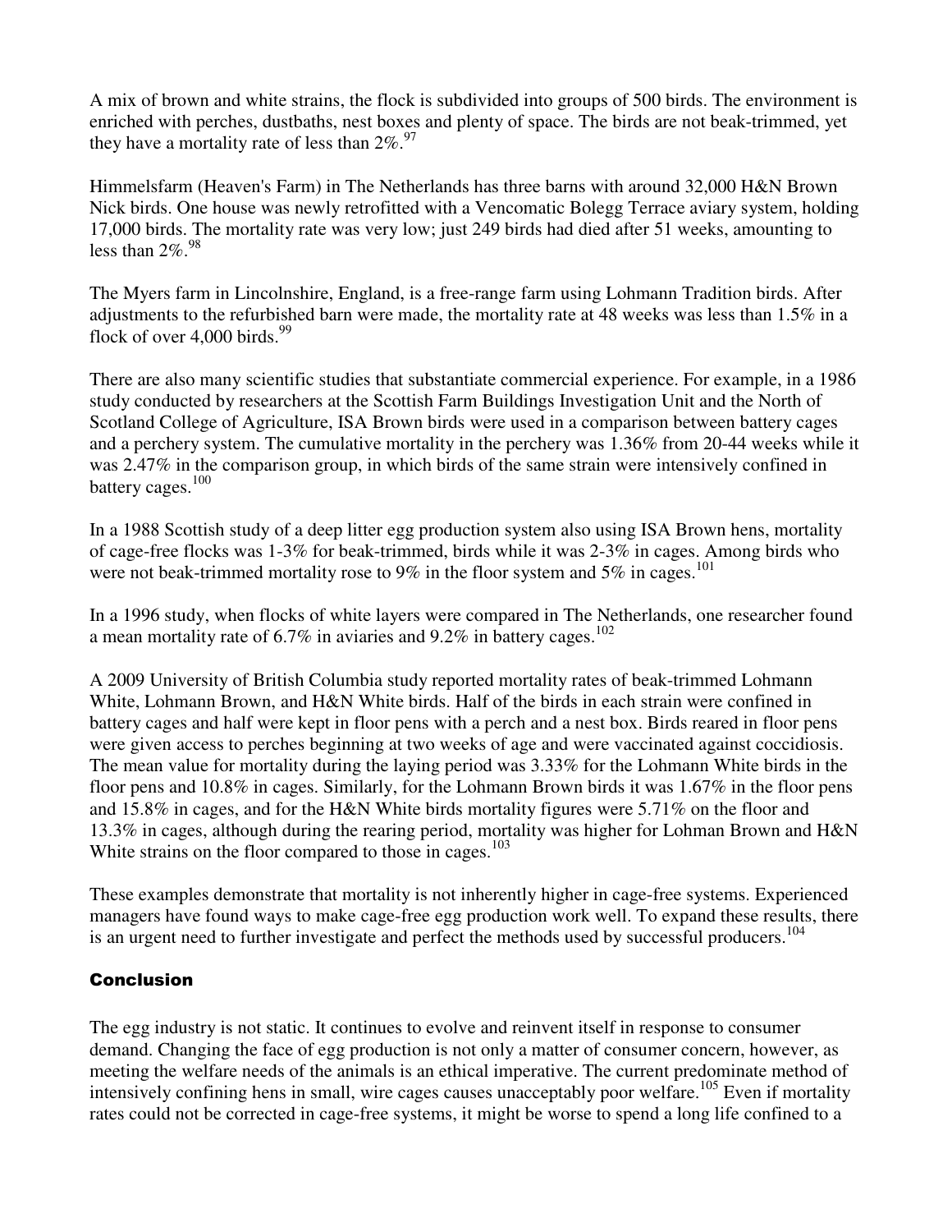A mix of brown and white strains, the flock is subdivided into groups of 500 birds. The environment is enriched with perches, dustbaths, nest boxes and plenty of space. The birds are not beak-trimmed, yet they have a mortality rate of less than 2%.[97]

Himmelsfarm (Heaven's Farm) in The Netherlands has three barns with around 32,000 H&N Brown Nick birds. One house was newly retrofitted with a Vencomatic Bolegg Terrace aviary system, holding 17,000 birds. The mortality rate was very low; just 249 birds had died after 51 weeks, amounting to less than 2%.[98]

The Myers farm in Lincolnshire, England, is a free-range farm using Lohmann Tradition birds. After adjustments to the refurbished barn were made, the mortality rate at 48 weeks was less than 1.5% in a flock of over 4,000 birds.[99]

There are also many scientific studies that substantiate commercial experience. For example, in a 1986 study conducted by researchers at the Scottish Farm Buildings Investigation Unit and the North of Scotland College of Agriculture, ISA Brown birds were used in a comparison between battery cages and a perchery system. The cumulative mortality in the perchery was 1.36% from 20-44 weeks while it was 2.47% in the comparison group, in which birds of the same strain were intensively confined in battery cages.[100]

In a 1988 Scottish study of a deep litter egg production system also using ISA Brown hens, mortality of cage-free flocks was 1-3% for beak-trimmed, birds while it was 2-3% in cages. Among birds who were not beak-trimmed mortality rose to 9% in the floor system and 5% in cages.[101]

In a 1996 study, when flocks of white layers were compared in The Netherlands, one researcher found a mean mortality rate of 6.7% in aviaries and 9.2% in battery cages.[102]

A 2009 University of British Columbia study reported mortality rates of beak-trimmed Lohmann White, Lohmann Brown, and H&N White birds. Half of the birds in each strain were confined in battery cages and half were kept in floor pens with a perch and a nest box. Birds reared in floor pens were given access to perches beginning at two weeks of age and were vaccinated against coccidiosis. The mean value for mortality during the laying period was 3.33% for the Lohmann White birds in the floor pens and 10.8% in cages. Similarly, for the Lohmann Brown birds it was 1.67% in the floor pens and 15.8% in cages, and for the H&N White birds mortality figures were 5.71% on the floor and 13.3% in cages, although during the rearing period, mortality was higher for Lohman Brown and H&N White strains on the floor compared to those in cages.[103]

These examples demonstrate that mortality is not inherently higher in cage-free systems. Experienced managers have found ways to make cage-free egg production work well. To expand these results, there is an urgent need to further investigate and perfect the methods used by successful producers.[104]

## Conclusion

The egg industry is not static. It continues to evolve and reinvent itself in response to consumer demand. Changing the face of egg production is not only a matter of consumer concern, however, as meeting the welfare needs of the animals is an ethical imperative. The current predominate method of intensively confining hens in small, wire cages causes unacceptably poor welfare.[105] Even if mortality rates could not be corrected in cage-free systems, it might be worse to spend a long life confined to a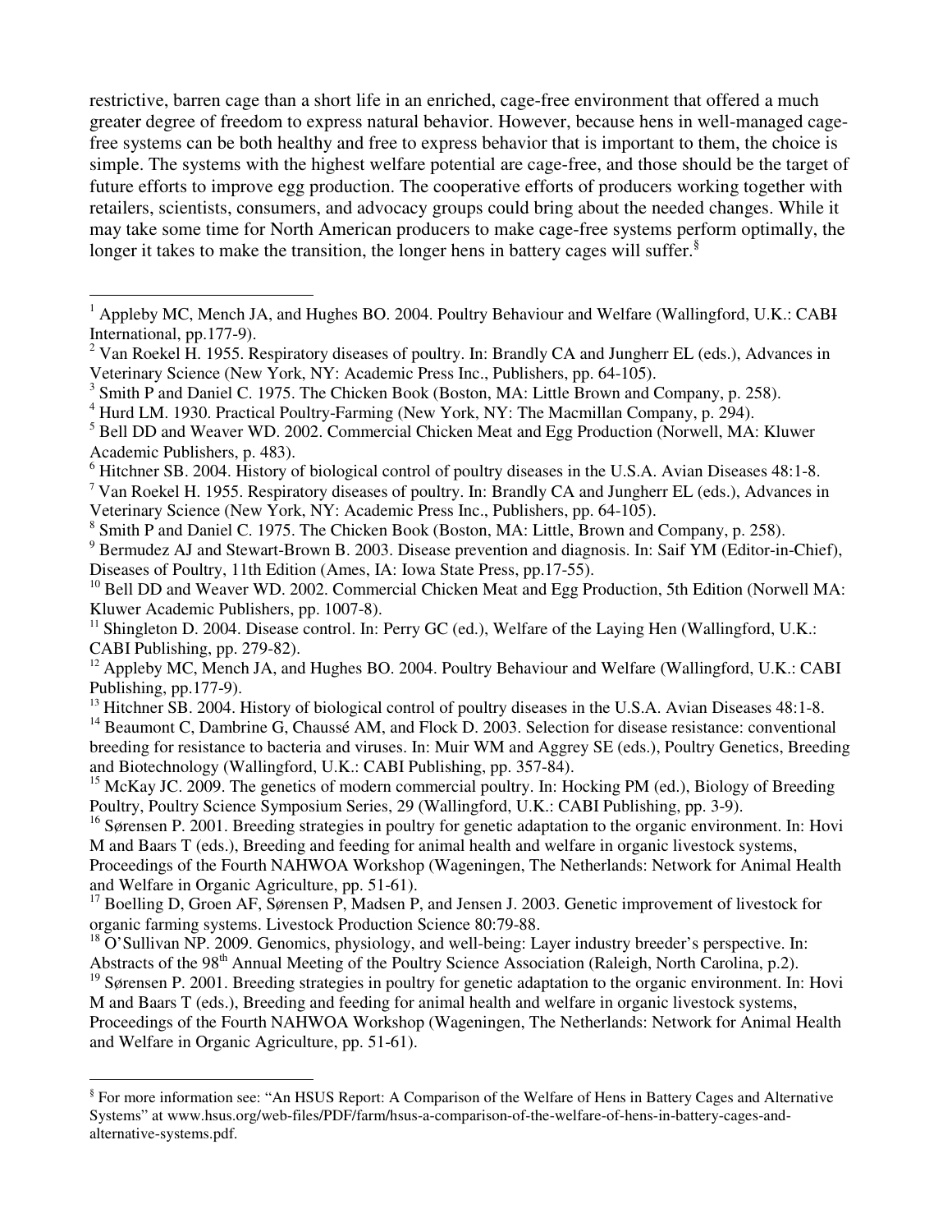restrictive, barren cage than a short life in an enriched, cage-free environment that offered a much greater degree of freedom to express natural behavior. However, because hens in well-managed cage-free systems can be both healthy and free to express behavior that is important to them, the choice is simple. The systems with the highest welfare potential are cage-free, and those should be the target of future efforts to improve egg production. The cooperative efforts of producers working together with retailers, scientists, consumers, and advocacy groups could bring about the needed changes. While it may take some time for North American producers to make cage-free systems perform optimally, the longer it takes to make the transition, the longer hens in battery cages will suffer.[§]

---

[1] Appleby MC, Mench JA, and Hughes BO. 2004. Poultry Behaviour and Welfare (Wallingford, U.K.: CABI International, pp.177-9).
[2] Van Roekel H. 1955. Respiratory diseases of poultry. In: Brandly CA and Jungherr EL (eds.), Advances in Veterinary Science (New York, NY: Academic Press Inc., Publishers, pp. 64-105).
[3] Smith P and Daniel C. 1975. The Chicken Book (Boston, MA: Little Brown and Company, p. 258).
[4] Hurd LM. 1930. Practical Poultry-Farming (New York, NY: The Macmillan Company, p. 294).
[5] Bell DD and Weaver WD. 2002. Commercial Chicken Meat and Egg Production (Norwell, MA: Kluwer Academic Publishers, p. 483).
[6] Hitchner SB. 2004. History of biological control of poultry diseases in the U.S.A. Avian Diseases 48:1-8.
[7] Van Roekel H. 1955. Respiratory diseases of poultry. In: Brandly CA and Jungherr EL (eds.), Advances in Veterinary Science (New York, NY: Academic Press Inc., Publishers, pp. 64-105).
[8] Smith P and Daniel C. 1975. The Chicken Book (Boston, MA: Little, Brown and Company, p. 258).
[9] Bermudez AJ and Stewart-Brown B. 2003. Disease prevention and diagnosis. In: Saif YM (Editor-in-Chief), Diseases of Poultry, 11th Edition (Ames, IA: Iowa State Press, pp.17-55).
[10] Bell DD and Weaver WD. 2002. Commercial Chicken Meat and Egg Production, 5th Edition (Norwell MA: Kluwer Academic Publishers, pp. 1007-8).
[11] Shingleton D. 2004. Disease control. In: Perry GC (ed.), Welfare of the Laying Hen (Wallingford, U.K.: CABI Publishing, pp. 279-82).
[12] Appleby MC, Mench JA, and Hughes BO. 2004. Poultry Behaviour and Welfare (Wallingford, U.K.: CABI Publishing, pp.177-9).
[13] Hitchner SB. 2004. History of biological control of poultry diseases in the U.S.A. Avian Diseases 48:1-8.
[14] Beaumont C, Dambrine G, Chaussé AM, and Flock D. 2003. Selection for disease resistance: conventional breeding for resistance to bacteria and viruses. In: Muir WM and Aggrey SE (eds.), Poultry Genetics, Breeding and Biotechnology (Wallingford, U.K.: CABI Publishing, pp. 357-84).
[15] McKay JC. 2009. The genetics of modern commercial poultry. In: Hocking PM (ed.), Biology of Breeding Poultry, Poultry Science Symposium Series, 29 (Wallingford, U.K.: CABI Publishing, pp. 3-9).
[16] Sørensen P. 2001. Breeding strategies in poultry for genetic adaptation to the organic environment. In: Hovi M and Baars T (eds.), Breeding and feeding for animal health and welfare in organic livestock systems, Proceedings of the Fourth NAHWOA Workshop (Wageningen, The Netherlands: Network for Animal Health and Welfare in Organic Agriculture, pp. 51-61).
[17] Boelling D, Groen AF, Sørensen P, Madsen P, and Jensen J. 2003. Genetic improvement of livestock for organic farming systems. Livestock Production Science 80:79-88.
[18] O'Sullivan NP. 2009. Genomics, physiology, and well-being: Layer industry breeder's perspective. In: Abstracts of the 98th Annual Meeting of the Poultry Science Association (Raleigh, North Carolina, p.2).
[19] Sørensen P. 2001. Breeding strategies in poultry for genetic adaptation to the organic environment. In: Hovi M and Baars T (eds.), Breeding and feeding for animal health and welfare in organic livestock systems, Proceedings of the Fourth NAHWOA Workshop (Wageningen, The Netherlands: Network for Animal Health and Welfare in Organic Agriculture, pp. 51-61).

---

[§] For more information see: "An HSUS Report: A Comparison of the Welfare of Hens in Battery Cages and Alternative Systems" at www.hsus.org/web-files/PDF/farm/hsus-a-comparison-of-the-welfare-of-hens-in-battery-cages-and-alternative-systems.pdf.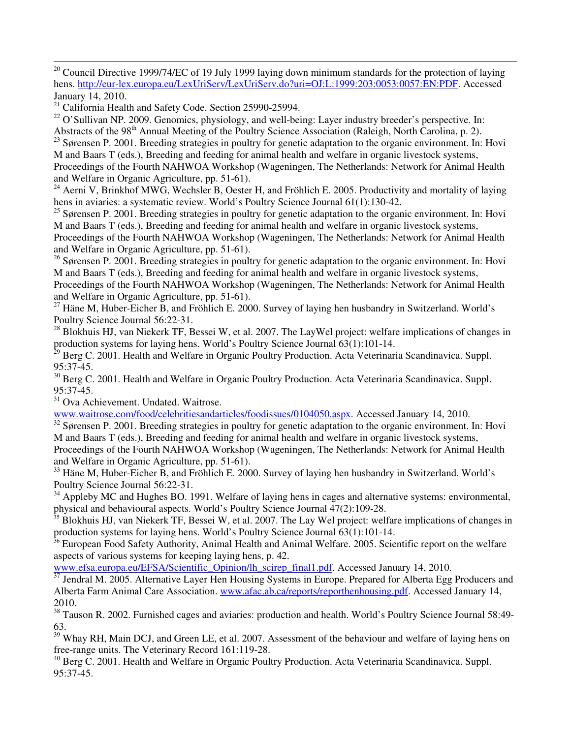[20] Council Directive 1999/74/EC of 19 July 1999 laying down minimum standards for the protection of laying hens. http://eur-lex.europa.eu/LexUriServ/LexUriServ.do?uri=OJ:L:1999:203:0053:0057:EN:PDF. Accessed January 14, 2010.

[21] California Health and Safety Code. Section 25990-25994.

[22] O'Sullivan NP. 2009. Genomics, physiology, and well-being: Layer industry breeder's perspective. In: Abstracts of the 98th Annual Meeting of the Poultry Science Association (Raleigh, North Carolina, p. 2).

[23] Sørensen P. 2001. Breeding strategies in poultry for genetic adaptation to the organic environment. In: Hovi M and Baars T (eds.), Breeding and feeding for animal health and welfare in organic livestock systems, Proceedings of the Fourth NAHWOA Workshop (Wageningen, The Netherlands: Network for Animal Health and Welfare in Organic Agriculture, pp. 51-61).

[24] Aerni V, Brinkhof MWG, Wechsler B, Oester H, and Fröhlich E. 2005. Productivity and mortality of laying hens in aviaries: a systematic review. World's Poultry Science Journal 61(1):130-42.

[25] Sørensen P. 2001. Breeding strategies in poultry for genetic adaptation to the organic environment. In: Hovi M and Baars T (eds.), Breeding and feeding for animal health and welfare in organic livestock systems, Proceedings of the Fourth NAHWOA Workshop (Wageningen, The Netherlands: Network for Animal Health and Welfare in Organic Agriculture, pp. 51-61).

[26] Sørensen P. 2001. Breeding strategies in poultry for genetic adaptation to the organic environment. In: Hovi M and Baars T (eds.), Breeding and feeding for animal health and welfare in organic livestock systems, Proceedings of the Fourth NAHWOA Workshop (Wageningen, The Netherlands: Network for Animal Health and Welfare in Organic Agriculture, pp. 51-61).

[27] Häne M, Huber-Eicher B, and Fröhlich E. 2000. Survey of laying hen husbandry in Switzerland. World's Poultry Science Journal 56:22-31.

[28] Blokhuis HJ, van Niekerk TF, Bessei W, et al. 2007. The LayWel project: welfare implications of changes in production systems for laying hens. World's Poultry Science Journal 63(1):101-14.

[29] Berg C. 2001. Health and Welfare in Organic Poultry Production. Acta Veterinaria Scandinavica. Suppl. 95:37-45.

[30] Berg C. 2001. Health and Welfare in Organic Poultry Production. Acta Veterinaria Scandinavica. Suppl. 95:37-45.

[31] Ova Achievement. Undated. Waitrose. www.waitrose.com/food/celebritiesandarticles/foodissues/0104050.aspx. Accessed January 14, 2010.

[32] Sørensen P. 2001. Breeding strategies in poultry for genetic adaptation to the organic environment. In: Hovi M and Baars T (eds.), Breeding and feeding for animal health and welfare in organic livestock systems, Proceedings of the Fourth NAHWOA Workshop (Wageningen, The Netherlands: Network for Animal Health and Welfare in Organic Agriculture, pp. 51-61).

[33] Häne M, Huber-Eicher B, and Fröhlich E. 2000. Survey of laying hen husbandry in Switzerland. World's Poultry Science Journal 56:22-31.

[34] Appleby MC and Hughes BO. 1991. Welfare of laying hens in cages and alternative systems: environmental, physical and behavioural aspects. World's Poultry Science Journal 47(2):109-28.

[35] Blokhuis HJ, van Niekerk TF, Bessei W, et al. 2007. The Lay Wel project: welfare implications of changes in production systems for laying hens. World's Poultry Science Journal 63(1):101-14.

[36] European Food Safety Authority, Animal Health and Animal Welfare. 2005. Scientific report on the welfare aspects of various systems for keeping laying hens, p. 42. www.efsa.europa.eu/EFSA/Scientific_Opinion/lh_scirep_final1.pdf. Accessed January 14, 2010.

[37] Jendral M. 2005. Alternative Layer Hen Housing Systems in Europe. Prepared for Alberta Egg Producers and Alberta Farm Animal Care Association. www.afac.ab.ca/reports/reporthenhousing.pdf. Accessed January 14, 2010.

[38] Tauson R. 2002. Furnished cages and aviaries: production and health. World's Poultry Science Journal 58:49-63.

[39] Whay RH, Main DCJ, and Green LE, et al. 2007. Assessment of the behaviour and welfare of laying hens on free-range units. The Veterinary Record 161:119-28.

[40] Berg C. 2001. Health and Welfare in Organic Poultry Production. Acta Veterinaria Scandinavica. Suppl. 95:37-45.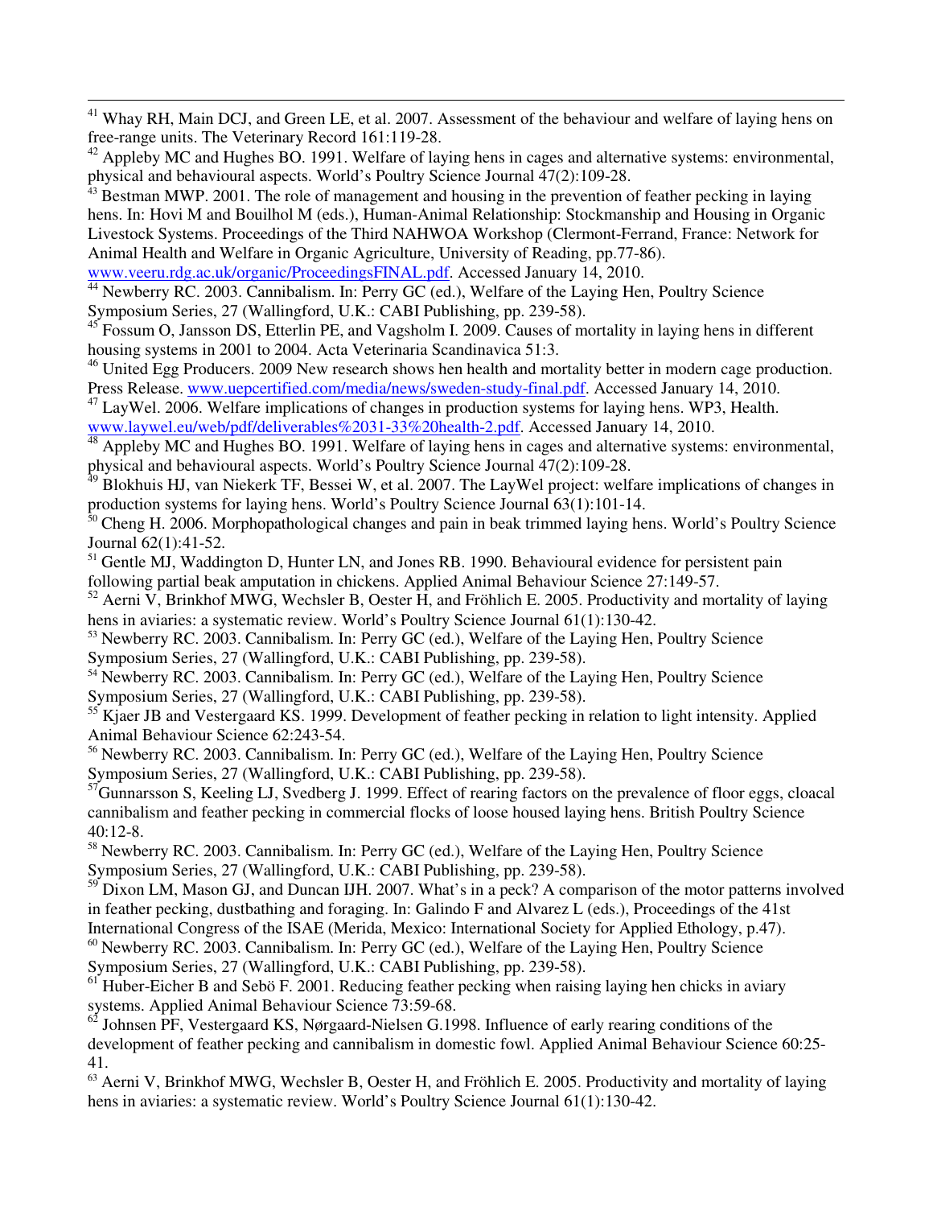[41] Whay RH, Main DCJ, and Green LE, et al. 2007. Assessment of the behaviour and welfare of laying hens on free-range units. The Veterinary Record 161:119-28.

[42] Appleby MC and Hughes BO. 1991. Welfare of laying hens in cages and alternative systems: environmental, physical and behavioural aspects. World's Poultry Science Journal 47(2):109-28.

[43] Bestman MWP. 2001. The role of management and housing in the prevention of feather pecking in laying hens. In: Hovi M and Bouilhol M (eds.), Human-Animal Relationship: Stockmanship and Housing in Organic Livestock Systems. Proceedings of the Third NAHWOA Workshop (Clermont-Ferrand, France: Network for Animal Health and Welfare in Organic Agriculture, University of Reading, pp.77-86). www.veeru.rdg.ac.uk/organic/ProceedingsFINAL.pdf. Accessed January 14, 2010.

[44] Newberry RC. 2003. Cannibalism. In: Perry GC (ed.), Welfare of the Laying Hen, Poultry Science Symposium Series, 27 (Wallingford, U.K.: CABI Publishing, pp. 239-58).

[45] Fossum O, Jansson DS, Etterlin PE, and Vagsholm I. 2009. Causes of mortality in laying hens in different housing systems in 2001 to 2004. Acta Veterinaria Scandinavica 51:3.

[46] United Egg Producers. 2009 New research shows hen health and mortality better in modern cage production. Press Release. www.uepcertified.com/media/news/sweden-study-final.pdf. Accessed January 14, 2010.

[47] LayWel. 2006. Welfare implications of changes in production systems for laying hens. WP3, Health. www.laywel.eu/web/pdf/deliverables%2031-33%20health-2.pdf. Accessed January 14, 2010.

[48] Appleby MC and Hughes BO. 1991. Welfare of laying hens in cages and alternative systems: environmental, physical and behavioural aspects. World's Poultry Science Journal 47(2):109-28.

[49] Blokhuis HJ, van Niekerk TF, Bessei W, et al. 2007. The LayWel project: welfare implications of changes in production systems for laying hens. World's Poultry Science Journal 63(1):101-14.

[50] Cheng H. 2006. Morphopathological changes and pain in beak trimmed laying hens. World's Poultry Science Journal 62(1):41-52.

[51] Gentle MJ, Waddington D, Hunter LN, and Jones RB. 1990. Behavioural evidence for persistent pain following partial beak amputation in chickens. Applied Animal Behaviour Science 27:149-57.

[52] Aerni V, Brinkhof MWG, Wechsler B, Oester H, and Fröhlich E. 2005. Productivity and mortality of laying hens in aviaries: a systematic review. World's Poultry Science Journal 61(1):130-42.

[53] Newberry RC. 2003. Cannibalism. In: Perry GC (ed.), Welfare of the Laying Hen, Poultry Science Symposium Series, 27 (Wallingford, U.K.: CABI Publishing, pp. 239-58).

[54] Newberry RC. 2003. Cannibalism. In: Perry GC (ed.), Welfare of the Laying Hen, Poultry Science Symposium Series, 27 (Wallingford, U.K.: CABI Publishing, pp. 239-58).

[55] Kjaer JB and Vestergaard KS. 1999. Development of feather pecking in relation to light intensity. Applied Animal Behaviour Science 62:243-54.

[56] Newberry RC. 2003. Cannibalism. In: Perry GC (ed.), Welfare of the Laying Hen, Poultry Science Symposium Series, 27 (Wallingford, U.K.: CABI Publishing, pp. 239-58).

[57] Gunnarsson S, Keeling LJ, Svedberg J. 1999. Effect of rearing factors on the prevalence of floor eggs, cloacal cannibalism and feather pecking in commercial flocks of loose housed laying hens. British Poultry Science 40:12-8.

[58] Newberry RC. 2003. Cannibalism. In: Perry GC (ed.), Welfare of the Laying Hen, Poultry Science Symposium Series, 27 (Wallingford, U.K.: CABI Publishing, pp. 239-58).

[59] Dixon LM, Mason GJ, and Duncan IJH. 2007. What's in a peck? A comparison of the motor patterns involved in feather pecking, dustbathing and foraging. In: Galindo F and Alvarez L (eds.), Proceedings of the 41st International Congress of the ISAE (Merida, Mexico: International Society for Applied Ethology, p.47).

[60] Newberry RC. 2003. Cannibalism. In: Perry GC (ed.), Welfare of the Laying Hen, Poultry Science Symposium Series, 27 (Wallingford, U.K.: CABI Publishing, pp. 239-58).

[61] Huber-Eicher B and Sebö F. 2001. Reducing feather pecking when raising laying hen chicks in aviary systems. Applied Animal Behaviour Science 73:59-68.

[62] Johnsen PF, Vestergaard KS, Nørgaard-Nielsen G.1998. Influence of early rearing conditions of the development of feather pecking and cannibalism in domestic fowl. Applied Animal Behaviour Science 60:25-41.

[63] Aerni V, Brinkhof MWG, Wechsler B, Oester H, and Fröhlich E. 2005. Productivity and mortality of laying hens in aviaries: a systematic review. World's Poultry Science Journal 61(1):130-42.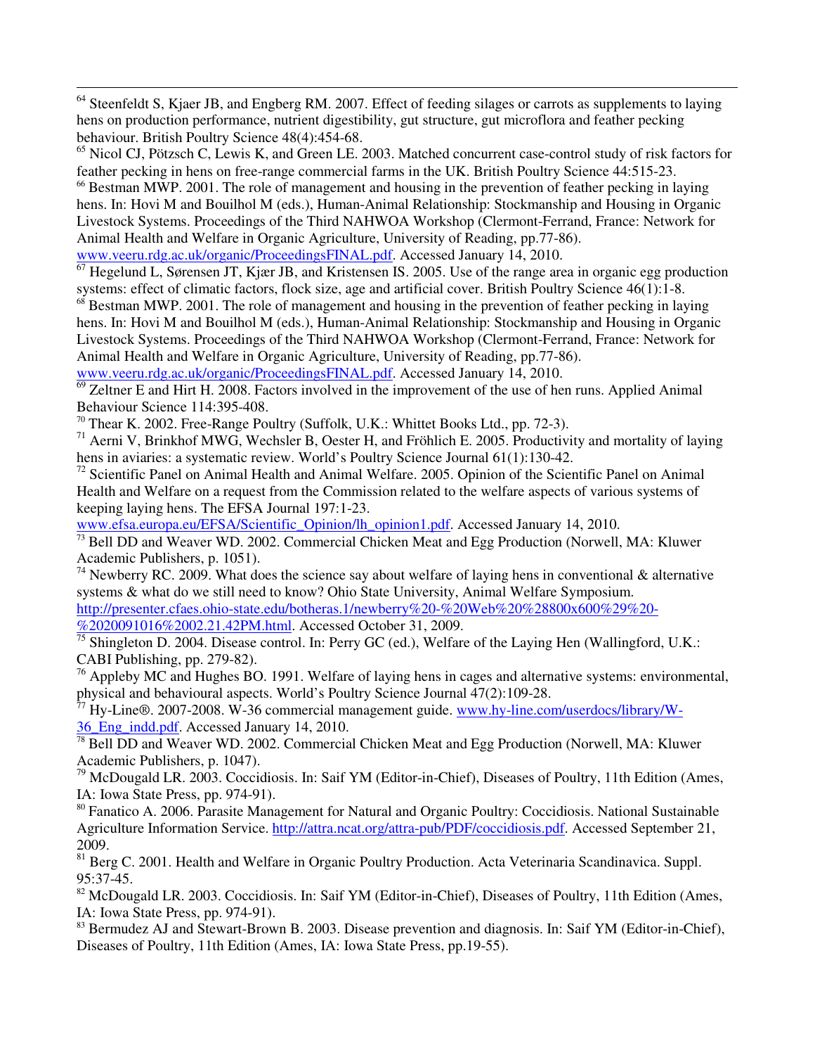[64] Steenfeldt S, Kjaer JB, and Engberg RM. 2007. Effect of feeding silages or carrots as supplements to laying hens on production performance, nutrient digestibility, gut structure, gut microflora and feather pecking behaviour. British Poultry Science 48(4):454-68.

[65] Nicol CJ, Pötzsch C, Lewis K, and Green LE. 2003. Matched concurrent case-control study of risk factors for feather pecking in hens on free-range commercial farms in the UK. British Poultry Science 44:515-23.

[66] Bestman MWP. 2001. The role of management and housing in the prevention of feather pecking in laying hens. In: Hovi M and Bouilhol M (eds.), Human-Animal Relationship: Stockmanship and Housing in Organic Livestock Systems. Proceedings of the Third NAHWOA Workshop (Clermont-Ferrand, France: Network for Animal Health and Welfare in Organic Agriculture, University of Reading, pp.77-86). www.veeru.rdg.ac.uk/organic/ProceedingsFINAL.pdf. Accessed January 14, 2010.

[67] Hegelund L, Sørensen JT, Kjær JB, and Kristensen IS. 2005. Use of the range area in organic egg production systems: effect of climatic factors, flock size, age and artificial cover. British Poultry Science 46(1):1-8.

[68] Bestman MWP. 2001. The role of management and housing in the prevention of feather pecking in laying hens. In: Hovi M and Bouilhol M (eds.), Human-Animal Relationship: Stockmanship and Housing in Organic Livestock Systems. Proceedings of the Third NAHWOA Workshop (Clermont-Ferrand, France: Network for Animal Health and Welfare in Organic Agriculture, University of Reading, pp.77-86). www.veeru.rdg.ac.uk/organic/ProceedingsFINAL.pdf. Accessed January 14, 2010.

[69] Zeltner E and Hirt H. 2008. Factors involved in the improvement of the use of hen runs. Applied Animal Behaviour Science 114:395-408.

[70] Thear K. 2002. Free-Range Poultry (Suffolk, U.K.: Whittet Books Ltd., pp. 72-3).

[71] Aerni V, Brinkhof MWG, Wechsler B, Oester H, and Fröhlich E. 2005. Productivity and mortality of laying hens in aviaries: a systematic review. World's Poultry Science Journal 61(1):130-42.

[72] Scientific Panel on Animal Health and Animal Welfare. 2005. Opinion of the Scientific Panel on Animal Health and Welfare on a request from the Commission related to the welfare aspects of various systems of keeping laying hens. The EFSA Journal 197:1-23. www.efsa.europa.eu/EFSA/Scientific_Opinion/lh_opinion1.pdf. Accessed January 14, 2010.

[73] Bell DD and Weaver WD. 2002. Commercial Chicken Meat and Egg Production (Norwell, MA: Kluwer Academic Publishers, p. 1051).

[74] Newberry RC. 2009. What does the science say about welfare of laying hens in conventional & alternative systems & what do we still need to know? Ohio State University, Animal Welfare Symposium. http://presenter.cfaes.ohio-state.edu/botheras.1/newberry%20-%20Web%20%28800x600%29%20-%2020091016%2002.21.42PM.html. Accessed October 31, 2009.

[75] Shingleton D. 2004. Disease control. In: Perry GC (ed.), Welfare of the Laying Hen (Wallingford, U.K.: CABI Publishing, pp. 279-82).

[76] Appleby MC and Hughes BO. 1991. Welfare of laying hens in cages and alternative systems: environmental, physical and behavioural aspects. World's Poultry Science Journal 47(2):109-28.

[77] Hy-Line®. 2007-2008. W-36 commercial management guide. www.hy-line.com/userdocs/library/W-36_Eng_indd.pdf. Accessed January 14, 2010.

[78] Bell DD and Weaver WD. 2002. Commercial Chicken Meat and Egg Production (Norwell, MA: Kluwer Academic Publishers, p. 1047).

[79] McDougald LR. 2003. Coccidiosis. In: Saif YM (Editor-in-Chief), Diseases of Poultry, 11th Edition (Ames, IA: Iowa State Press, pp. 974-91).

[80] Fanatico A. 2006. Parasite Management for Natural and Organic Poultry: Coccidiosis. National Sustainable Agriculture Information Service. http://attra.ncat.org/attra-pub/PDF/coccidiosis.pdf. Accessed September 21, 2009.

[81] Berg C. 2001. Health and Welfare in Organic Poultry Production. Acta Veterinaria Scandinavica. Suppl. 95:37-45.

[82] McDougald LR. 2003. Coccidiosis. In: Saif YM (Editor-in-Chief), Diseases of Poultry, 11th Edition (Ames, IA: Iowa State Press, pp. 974-91).

[83] Bermudez AJ and Stewart-Brown B. 2003. Disease prevention and diagnosis. In: Saif YM (Editor-in-Chief), Diseases of Poultry, 11th Edition (Ames, IA: Iowa State Press, pp.19-55).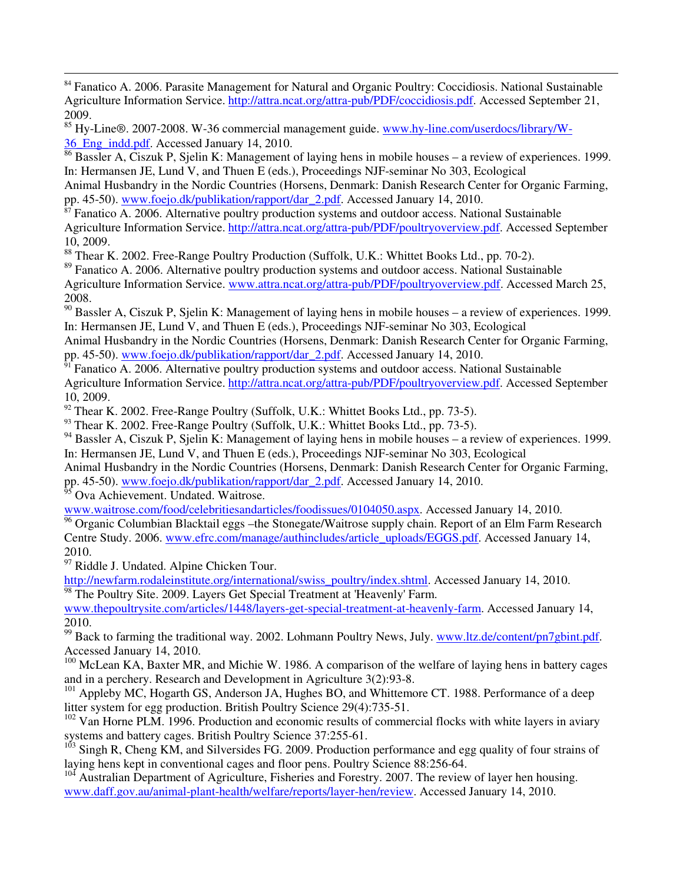[84] Fanatico A. 2006. Parasite Management for Natural and Organic Poultry: Coccidiosis. National Sustainable Agriculture Information Service. http://attra.ncat.org/attra-pub/PDF/coccidiosis.pdf. Accessed September 21, 2009.

[85] Hy-Line®. 2007-2008. W-36 commercial management guide. www.hy-line.com/userdocs/library/W-36_Eng_indd.pdf. Accessed January 14, 2010.

[86] Bassler A, Ciszuk P, Sjelin K: Management of laying hens in mobile houses – a review of experiences. 1999. In: Hermansen JE, Lund V, and Thuen E (eds.), Proceedings NJF-seminar No 303, Ecological Animal Husbandry in the Nordic Countries (Horsens, Denmark: Danish Research Center for Organic Farming, pp. 45-50). www.foejo.dk/publikation/rapport/dar_2.pdf. Accessed January 14, 2010.

[87] Fanatico A. 2006. Alternative poultry production systems and outdoor access. National Sustainable Agriculture Information Service. http://attra.ncat.org/attra-pub/PDF/poultryoverview.pdf. Accessed September 10, 2009.

[88] Thear K. 2002. Free-Range Poultry Production (Suffolk, U.K.: Whittet Books Ltd., pp. 70-2).

[89] Fanatico A. 2006. Alternative poultry production systems and outdoor access. National Sustainable Agriculture Information Service. www.attra.ncat.org/attra-pub/PDF/poultryoverview.pdf. Accessed March 25, 2008.

[90] Bassler A, Ciszuk P, Sjelin K: Management of laying hens in mobile houses – a review of experiences. 1999. In: Hermansen JE, Lund V, and Thuen E (eds.), Proceedings NJF-seminar No 303, Ecological Animal Husbandry in the Nordic Countries (Horsens, Denmark: Danish Research Center for Organic Farming, pp. 45-50). www.foejo.dk/publikation/rapport/dar_2.pdf. Accessed January 14, 2010.

[91] Fanatico A. 2006. Alternative poultry production systems and outdoor access. National Sustainable Agriculture Information Service. http://attra.ncat.org/attra-pub/PDF/poultryoverview.pdf. Accessed September 10, 2009.

[92] Thear K. 2002. Free-Range Poultry (Suffolk, U.K.: Whittet Books Ltd., pp. 73-5).

[93] Thear K. 2002. Free-Range Poultry (Suffolk, U.K.: Whittet Books Ltd., pp. 73-5).

[94] Bassler A, Ciszuk P, Sjelin K: Management of laying hens in mobile houses – a review of experiences. 1999. In: Hermansen JE, Lund V, and Thuen E (eds.), Proceedings NJF-seminar No 303, Ecological Animal Husbandry in the Nordic Countries (Horsens, Denmark: Danish Research Center for Organic Farming, pp. 45-50). www.foejo.dk/publikation/rapport/dar_2.pdf. Accessed January 14, 2010.

[95] Ova Achievement. Undated. Waitrose. www.waitrose.com/food/celebritiesandarticles/foodissues/0104050.aspx. Accessed January 14, 2010.

[96] Organic Columbian Blacktail eggs –the Stonegate/Waitrose supply chain. Report of an Elm Farm Research Centre Study. 2006. www.efrc.com/manage/authincludes/article_uploads/EGGS.pdf. Accessed January 14, 2010.

[97] Riddle J. Undated. Alpine Chicken Tour. http://newfarm.rodaleinstitute.org/international/swiss_poultry/index.shtml. Accessed January 14, 2010.

[98] The Poultry Site. 2009. Layers Get Special Treatment at 'Heavenly' Farm. www.thepoultrysite.com/articles/1448/layers-get-special-treatment-at-heavenly-farm. Accessed January 14, 2010.

[99] Back to farming the traditional way. 2002. Lohmann Poultry News, July. www.ltz.de/content/pn7gbint.pdf. Accessed January 14, 2010.

[100] McLean KA, Baxter MR, and Michie W. 1986. A comparison of the welfare of laying hens in battery cages and in a perchery. Research and Development in Agriculture 3(2):93-8.

[101] Appleby MC, Hogarth GS, Anderson JA, Hughes BO, and Whittemore CT. 1988. Performance of a deep litter system for egg production. British Poultry Science 29(4):735-51.

[102] Van Horne PLM. 1996. Production and economic results of commercial flocks with white layers in aviary systems and battery cages. British Poultry Science 37:255-61.

[103] Singh R, Cheng KM, and Silversides FG. 2009. Production performance and egg quality of four strains of laying hens kept in conventional cages and floor pens. Poultry Science 88:256-64.

[104] Australian Department of Agriculture, Fisheries and Forestry. 2007. The review of layer hen housing. www.daff.gov.au/animal-plant-health/welfare/reports/layer-hen/review. Accessed January 14, 2010.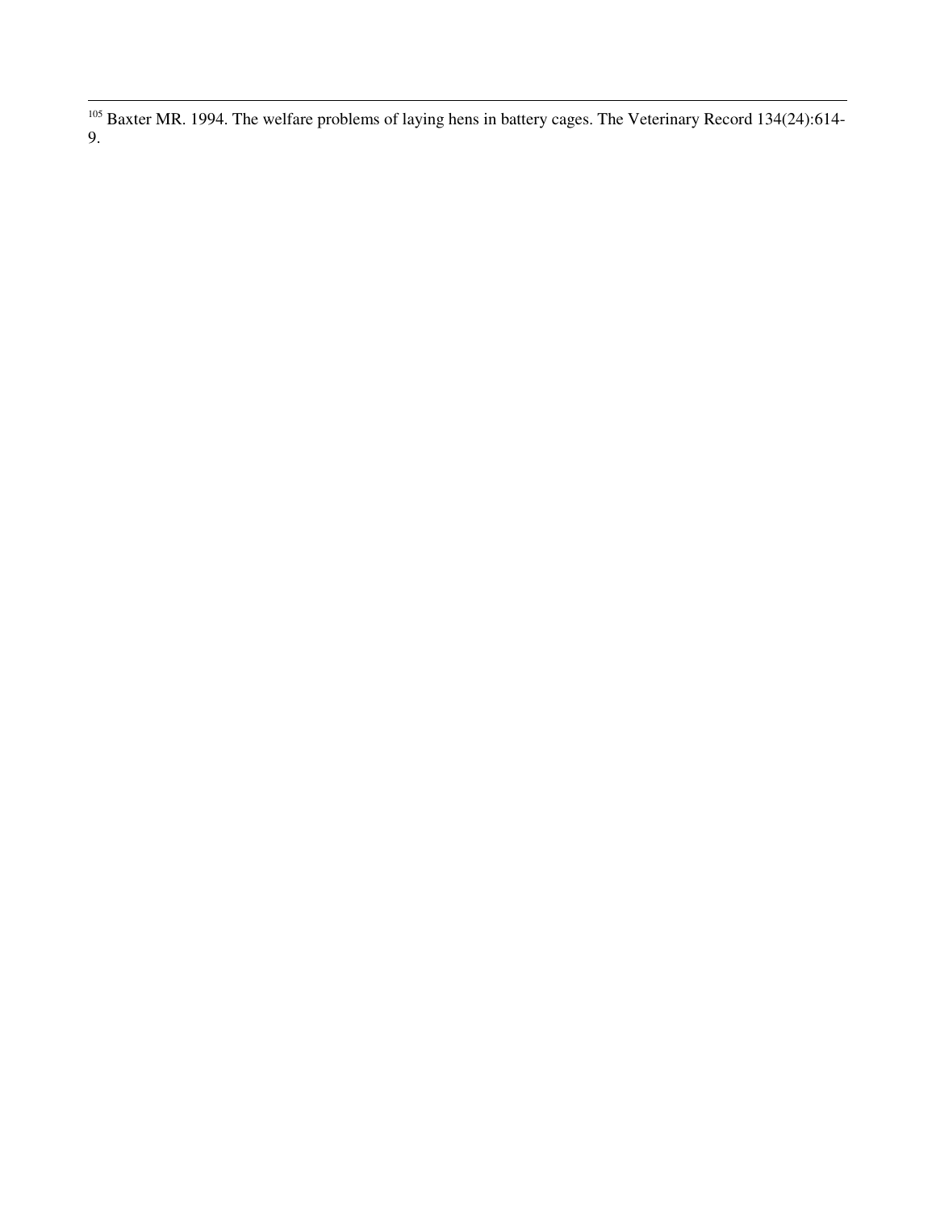[105] Baxter MR. 1994. The welfare problems of laying hens in battery cages. The Veterinary Record 134(24):614-9.